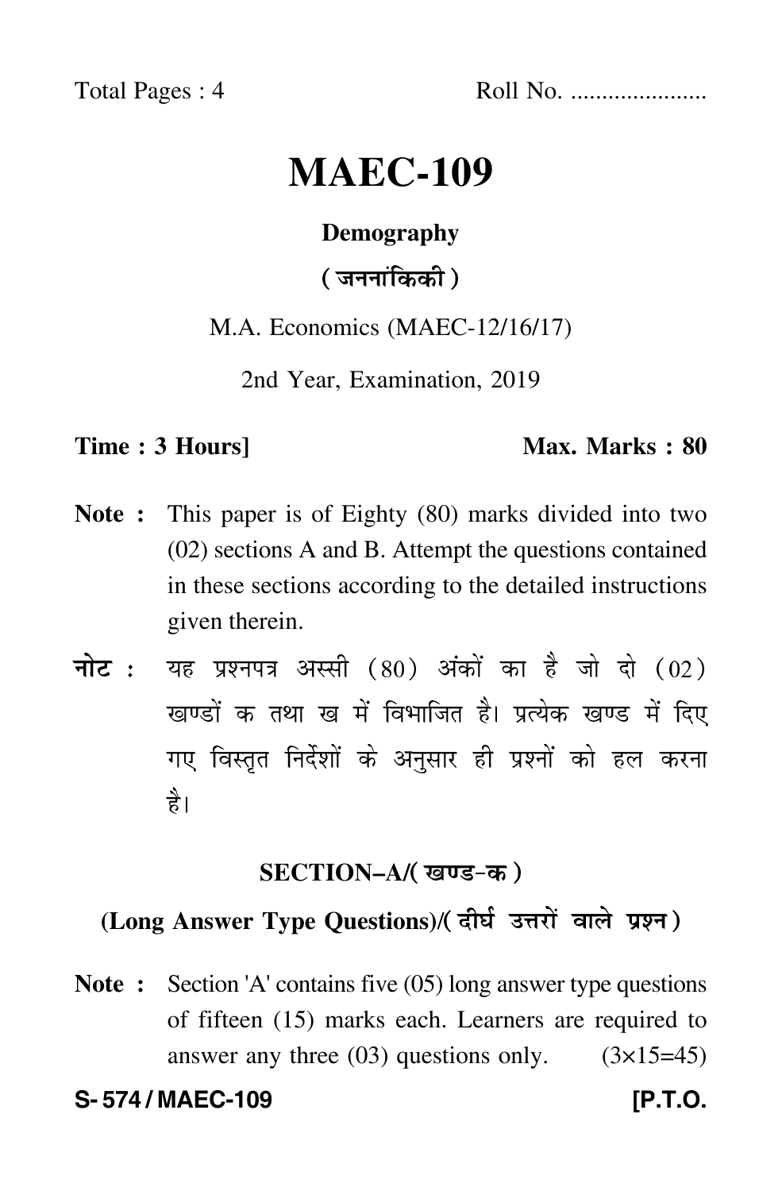Total Pages : 4 Roll No. ......................

# MAEC-109

## Demography

## ( जननांकिकी )

M.A. Economics (MAEC-12/16/17)

2nd Year, Examination, 2019

**Time : 3 Hours]** **Max. Marks : 80**

**Note :** This paper is of Eighty (80) marks divided into two (02) sections A and B. Attempt the questions contained in these sections according to the detailed instructions given therein.

**नोट :** यह प्रश्नपत्र अस्सी (80) अंकों का है जो दो (02) खण्डों क तथा ख में विभाजित है। प्रत्येक खण्ड में दिए गए विस्तृत निर्देशों के अनुसार ही प्रश्नों को हल करना है।

### SECTION–A/( खण्ड-क )

### (Long Answer Type Questions)/( दीर्घ उत्तरों वाले प्रश्न )

**Note :** Section 'A' contains five (05) long answer type questions of fifteen (15) marks each. Learners are required to answer any three (03) questions only. (3×15=45)

**S- 574 / MAEC-109** **[P.T.O.**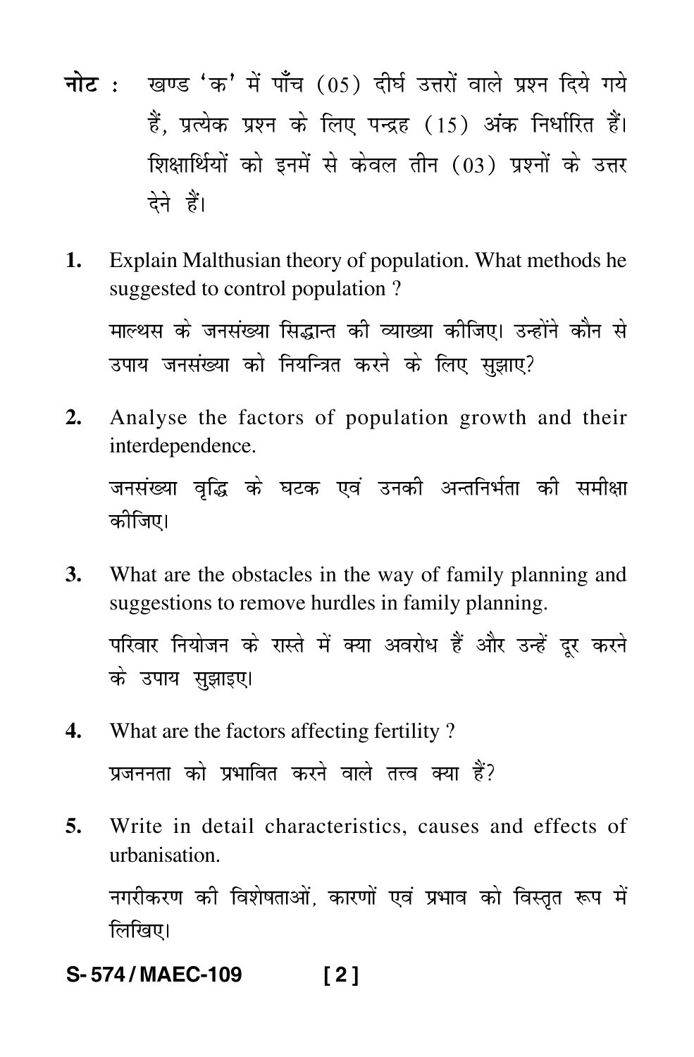**नोट :** खण्ड 'क' में पाँच (05) दीर्घ उत्तरों वाले प्रश्न दिये गये हैं, प्रत्येक प्रश्न के लिए पन्द्रह (15) अंक निर्धारित हैं। शिक्षार्थियों को इनमें से केवल तीन (03) प्रश्नों के उत्तर देने हैं।

**1.** Explain Malthusian theory of population. What methods he suggested to control population ?

माल्थस के जनसंख्या सिद्धान्त की व्याख्या कीजिए। उन्होंने कौन से उपाय जनसंख्या को नियन्त्रित करने के लिए सुझाए?

**2.** Analyse the factors of population growth and their interdependence.

जनसंख्या वृद्धि के घटक एवं उनकी अन्तनिर्भता की समीक्षा कीजिए।

**3.** What are the obstacles in the way of family planning and suggestions to remove hurdles in family planning.

परिवार नियोजन के रास्ते में क्या अवरोध हैं और उन्हें दूर करने के उपाय सुझाइए।

**4.** What are the factors affecting fertility ?

प्रजननता को प्रभावित करने वाले तत्त्व क्या हैं?

**5.** Write in detail characteristics, causes and effects of urbanisation.

नगरीकरण की विशेषताओं, कारणों एवं प्रभाव को विस्तृत रूप में लिखिए।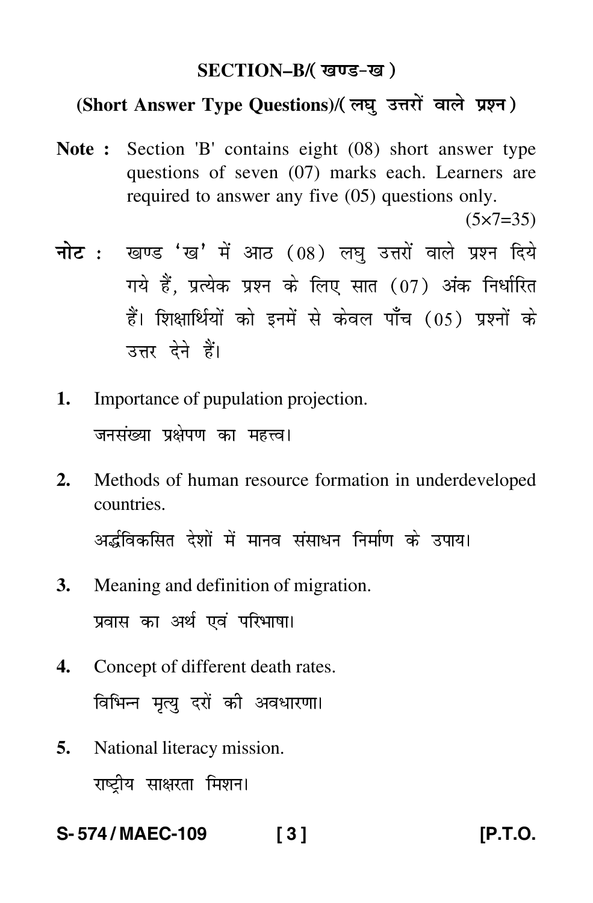## SECTION–B/( खण्ड–ख )

### (Short Answer Type Questions)/( लघु उत्तरों वाले प्रश्न )

**Note :** Section 'B' contains eight (08) short answer type questions of seven (07) marks each. Learners are required to answer any five (05) questions only.

(5×7=35)

**नोट :** खण्ड 'ख' में आठ (08) लघु उत्तरों वाले प्रश्न दिये गये हैं, प्रत्येक प्रश्न के लिए सात (07) अंक निर्धारित हैं। शिक्षार्थियों को इनमें से केवल पाँच (05) प्रश्नों के उत्तर देने हैं।

1. Importance of pupulation projection.

   जनसंख्या प्रक्षेपण का महत्त्व।

2. Methods of human resource formation in underdeveloped countries.

   अर्द्धविकसित देशों में मानव संसाधन निर्माण के उपाय।

3. Meaning and definition of migration.

   प्रवास का अर्थ एवं परिभाषा।

4. Concept of different death rates.

   विभिन्न मृत्यु दरों की अवधारणा।

5. National literacy mission.

   राष्ट्रीय साक्षरता मिशन।

**S-574 / MAEC-109** **[P.T.O.**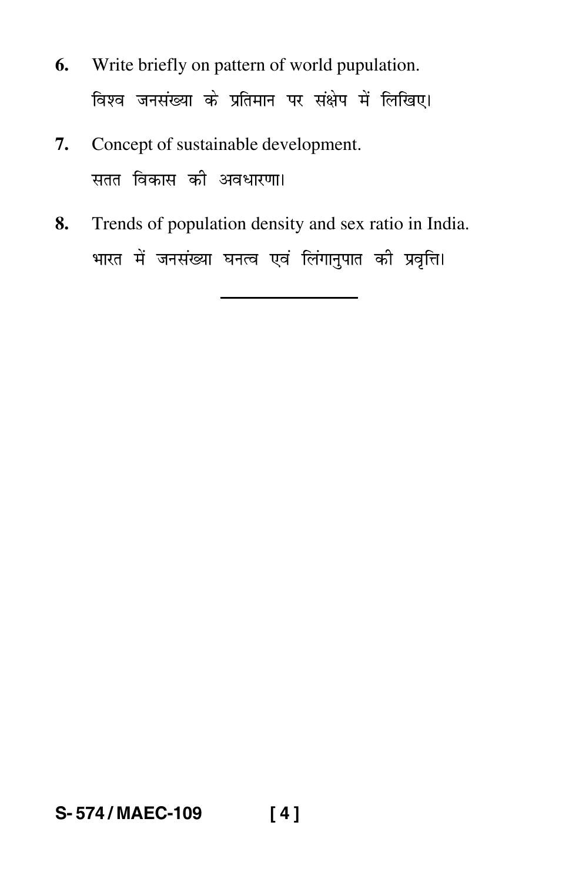**6.** Write briefly on pattern of world pupulation.

विश्व जनसंख्या के प्रतिमान पर संक्षेप में लिखिए।

**7.** Concept of sustainable development.

सतत विकास की अवधारणा।

**8.** Trends of population density and sex ratio in India.

भारत में जनसंख्या घनत्व एवं लिंगानुपात की प्रवृत्ति।

---

**S-574 / MAEC-109**